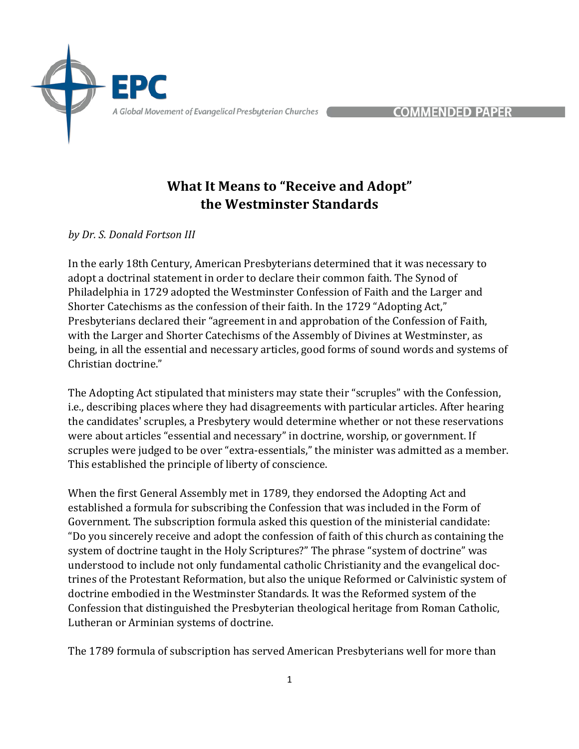# What It Means to "Receive and Adopt" the Westminster Standards

*by Dr. S. Donald Fortson III*

In the early 18th Century, American Presbyterians determined that it was necessary to adopt a doctrinal statement in order to declare their common faith. The Synod of Philadelphia in 1729 adopted the Westminster Confession of Faith and the Larger and Shorter Catechisms as the confession of their faith. In the 1729 "Adopting Act," Presbyterians declared their "agreement in and approbation of the Confession of Faith, with the Larger and Shorter Catechisms of the Assembly of Divines at Westminster, as being, in all the essential and necessary articles, good forms of sound words and systems of Christian doctrine."

The Adopting Act stipulated that ministers may state their "scruples" with the Confession, i.e., describing places where they had disagreements with particular articles. After hearing the candidates' scruples, a Presbytery would determine whether or not these reservations were about articles "essential and necessary" in doctrine, worship, or government. If scruples were judged to be over "extra-essentials," the minister was admitted as a member. This established the principle of liberty of conscience.

When the first General Assembly met in 1789, they endorsed the Adopting Act and established a formula for subscribing the Confession that was included in the Form of Government. The subscription formula asked this question of the ministerial candidate: "Do you sincerely receive and adopt the confession of faith of this church as containing the system of doctrine taught in the Holy Scriptures?" The phrase "system of doctrine" was understood to include not only fundamental catholic Christianity and the evangelical doctrines of the Protestant Reformation, but also the unique Reformed or Calvinistic system of doctrine embodied in the Westminster Standards. It was the Reformed system of the Confession that distinguished the Presbyterian theological heritage from Roman Catholic, Lutheran or Arminian systems of doctrine.

The 1789 formula of subscription has served American Presbyterians well for more than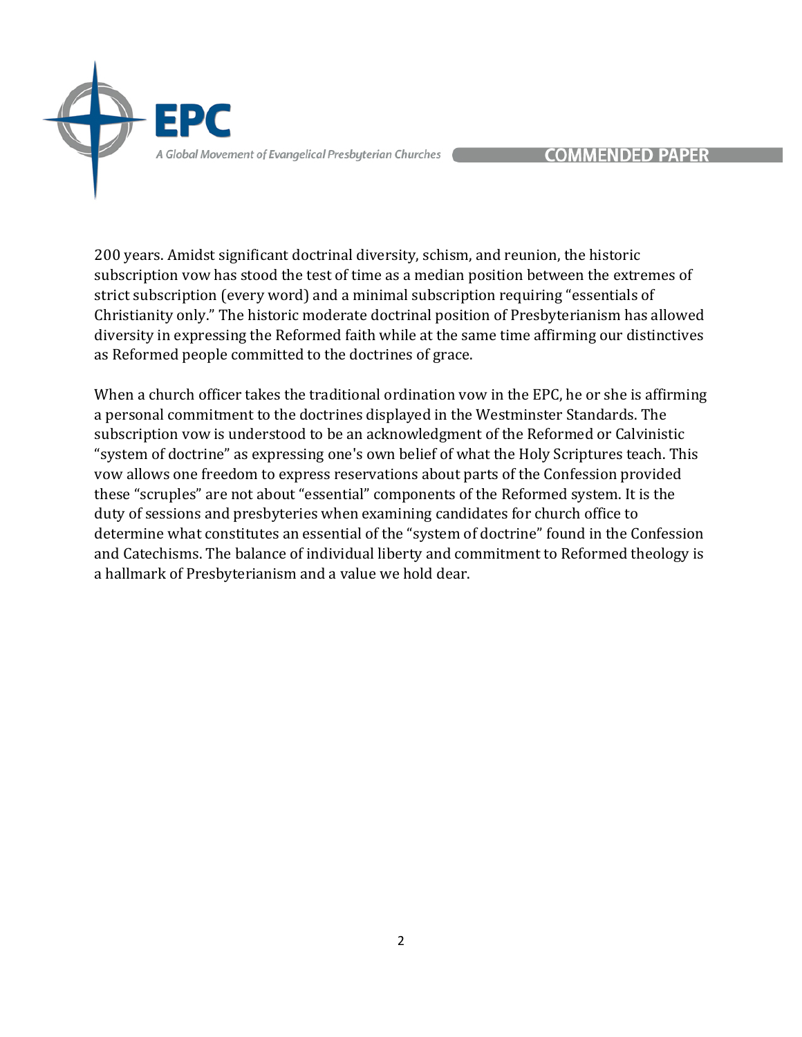200 years. Amidst significant doctrinal diversity, schism, and reunion, the historic subscription vow has stood the test of time as a median position between the extremes of strict subscription (every word) and a minimal subscription requiring "essentials of Christianity only." The historic moderate doctrinal position of Presbyterianism has allowed diversity in expressing the Reformed faith while at the same time affirming our distinctives as Reformed people committed to the doctrines of grace.

When a church officer takes the traditional ordination vow in the EPC, he or she is affirming a personal commitment to the doctrines displayed in the Westminster Standards. The subscription vow is understood to be an acknowledgment of the Reformed or Calvinistic "system of doctrine" as expressing one's own belief of what the Holy Scriptures teach. This vow allows one freedom to express reservations about parts of the Confession provided these "scruples" are not about "essential" components of the Reformed system. It is the duty of sessions and presbyteries when examining candidates for church office to determine what constitutes an essential of the "system of doctrine" found in the Confession and Catechisms. The balance of individual liberty and commitment to Reformed theology is a hallmark of Presbyterianism and a value we hold dear.